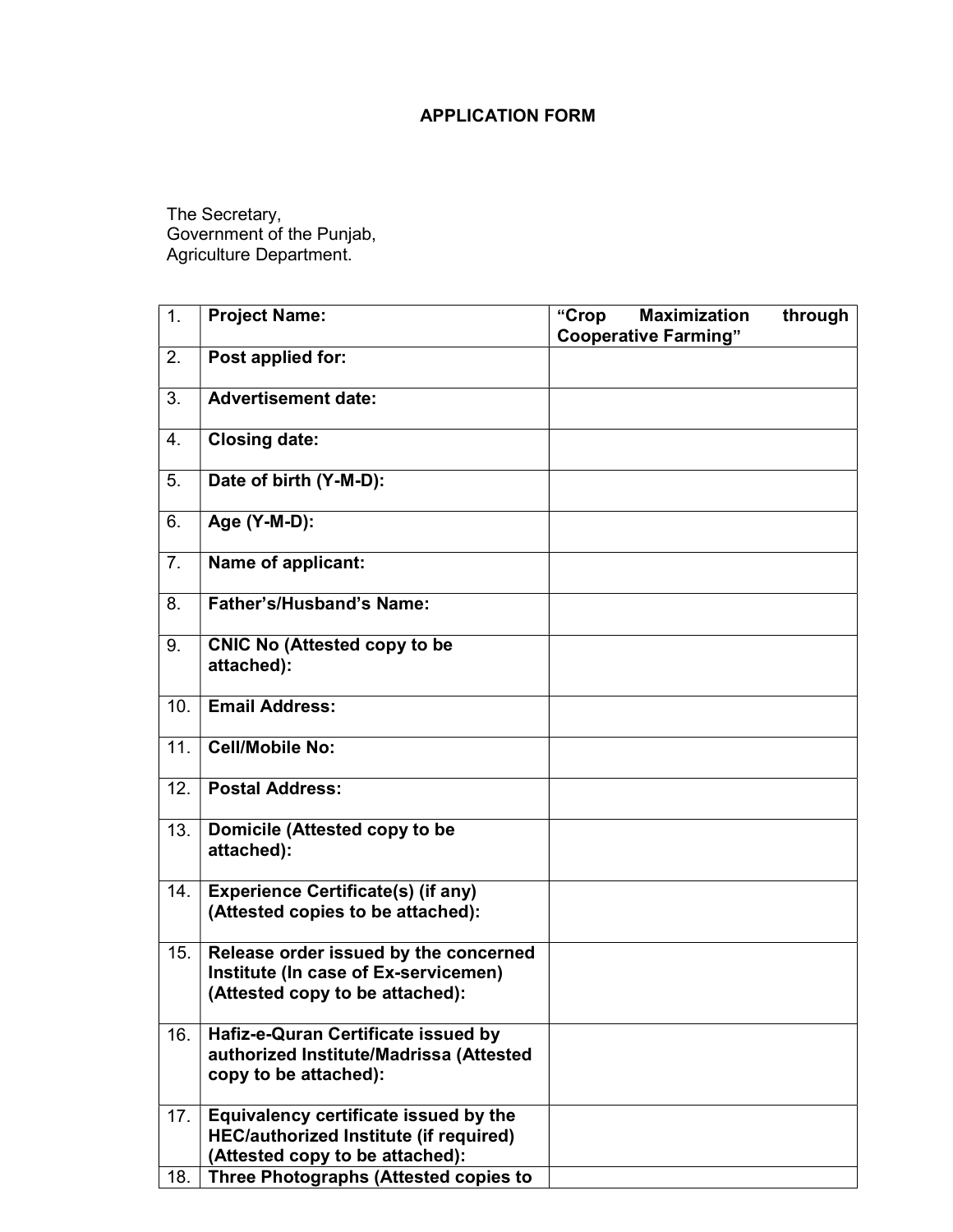# APPLICATION FORM

The Secretary,
Government of the Punjab,
Agriculture Department.

| | | |
|---|---|---|
| 1. | **Project Name:** | **“Crop Maximization through Cooperative Farming”** |
| 2. | **Post applied for:** | |
| 3. | **Advertisement date:** | |
| 4. | **Closing date:** | |
| 5. | **Date of birth (Y-M-D):** | |
| 6. | **Age (Y-M-D):** | |
| 7. | **Name of applicant:** | |
| 8. | **Father’s/Husband’s Name:** | |
| 9. | **CNIC No (Attested copy to be attached):** | |
| 10. | **Email Address:** | |
| 11. | **Cell/Mobile No:** | |
| 12. | **Postal Address:** | |
| 13. | **Domicile (Attested copy to be attached):** | |
| 14. | **Experience Certificate(s) (if any) (Attested copies to be attached):** | |
| 15. | **Release order issued by the concerned Institute (In case of Ex-servicemen) (Attested copy to be attached):** | |
| 16. | **Hafiz-e-Quran Certificate issued by authorized Institute/Madrissa (Attested copy to be attached):** | |
| 17. | **Equivalency certificate issued by the HEC/authorized Institute (if required) (Attested copy to be attached):** | |
| 18. | **Three Photographs (Attested copies to** | |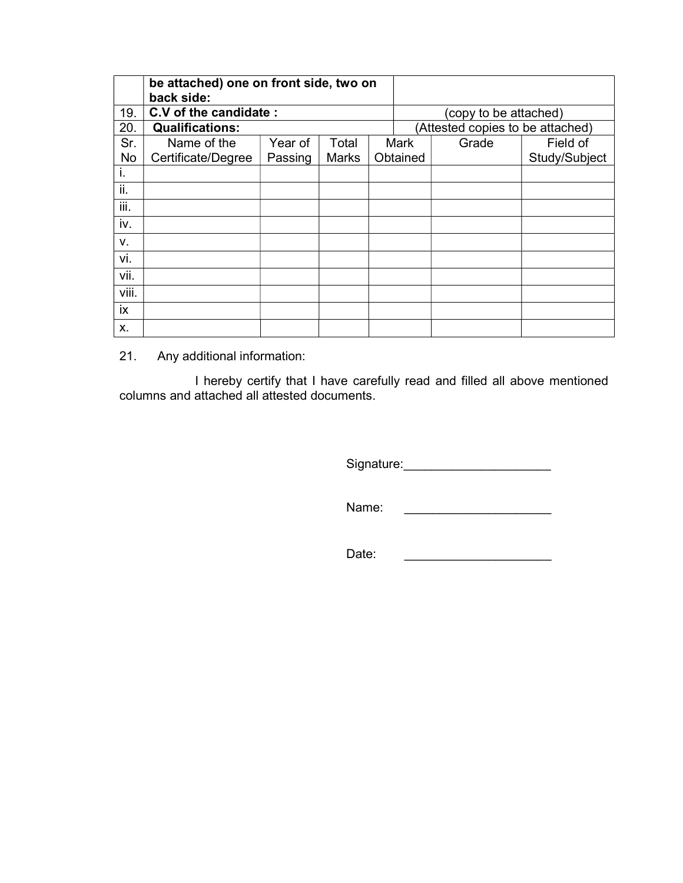| | | |
|---|---|---|
| | **be attached) one on front side, two on back side:** | |
| 19. | **C.V of the candidate :** | (copy to be attached) |
| 20. | **Qualifications:** | (Attested copies to be attached) |

| Sr. No | Name of the Certificate/Degree | Year of Passing | Total Marks | Mark Obtained | Grade | Field of Study/Subject |
|---|---|---|---|---|---|---|
| i. | | | | | | |
| ii. | | | | | | |
| iii. | | | | | | |
| iv. | | | | | | |
| v. | | | | | | |
| vi. | | | | | | |
| vii. | | | | | | |
| viii. | | | | | | |
| ix | | | | | | |
| x. | | | | | | |

21. Any additional information:

I hereby certify that I have carefully read and filled all above mentioned columns and attached all attested documents.

Signature:_____________________

Name: _____________________

Date: _____________________